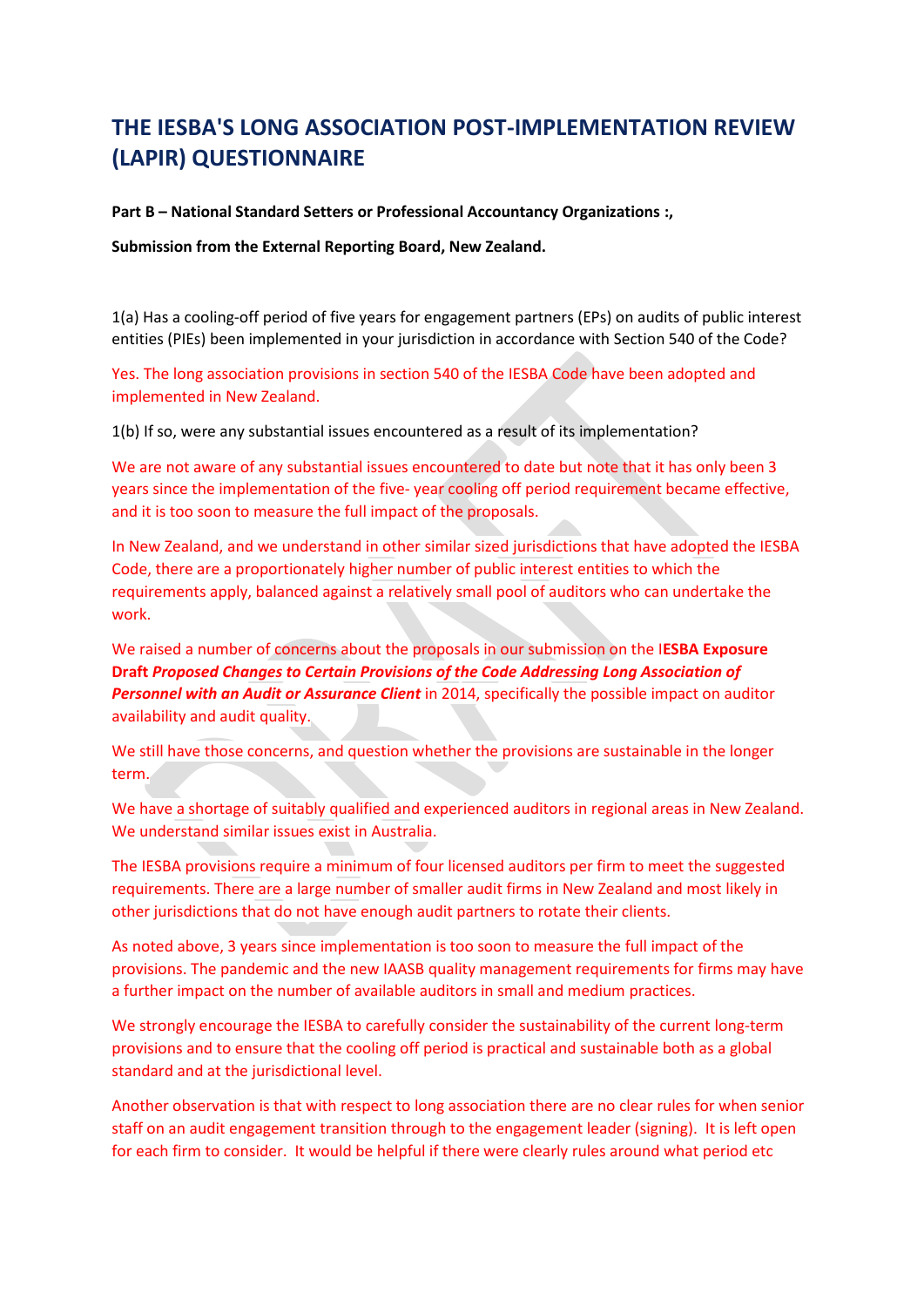# THE IESBA'S LONG ASSOCIATION POST-IMPLEMENTATION REVIEW (LAPIR) QUESTIONNAIRE

**Part B – National Standard Setters or Professional Accountancy Organizations :,**

**Submission from the External Reporting Board, New Zealand.**

1(a) Has a cooling-off period of five years for engagement partners (EPs) on audits of public interest entities (PIEs) been implemented in your jurisdiction in accordance with Section 540 of the Code?

Yes. The long association provisions in section 540 of the IESBA Code have been adopted and implemented in New Zealand.

1(b) If so, were any substantial issues encountered as a result of its implementation?

We are not aware of any substantial issues encountered to date but note that it has only been 3 years since the implementation of the five- year cooling off period requirement became effective, and it is too soon to measure the full impact of the proposals.

In New Zealand, and we understand in other similar sized jurisdictions that have adopted the IESBA Code, there are a proportionately higher number of public interest entities to which the requirements apply, balanced against a relatively small pool of auditors who can undertake the work.

We raised a number of concerns about the proposals in our submission on the I**ESBA Exposure Draft *Proposed Changes to Certain Provisions of the Code Addressing Long Association of Personnel with an Audit or Assurance Client*** in 2014, specifically the possible impact on auditor availability and audit quality.

We still have those concerns, and question whether the provisions are sustainable in the longer term.

We have a shortage of suitably qualified and experienced auditors in regional areas in New Zealand. We understand similar issues exist in Australia.

The IESBA provisions require a minimum of four licensed auditors per firm to meet the suggested requirements. There are a large number of smaller audit firms in New Zealand and most likely in other jurisdictions that do not have enough audit partners to rotate their clients.

As noted above, 3 years since implementation is too soon to measure the full impact of the provisions. The pandemic and the new IAASB quality management requirements for firms may have a further impact on the number of available auditors in small and medium practices.

We strongly encourage the IESBA to carefully consider the sustainability of the current long-term provisions and to ensure that the cooling off period is practical and sustainable both as a global standard and at the jurisdictional level.

Another observation is that with respect to long association there are no clear rules for when senior staff on an audit engagement transition through to the engagement leader (signing). It is left open for each firm to consider. It would be helpful if there were clearly rules around what period etc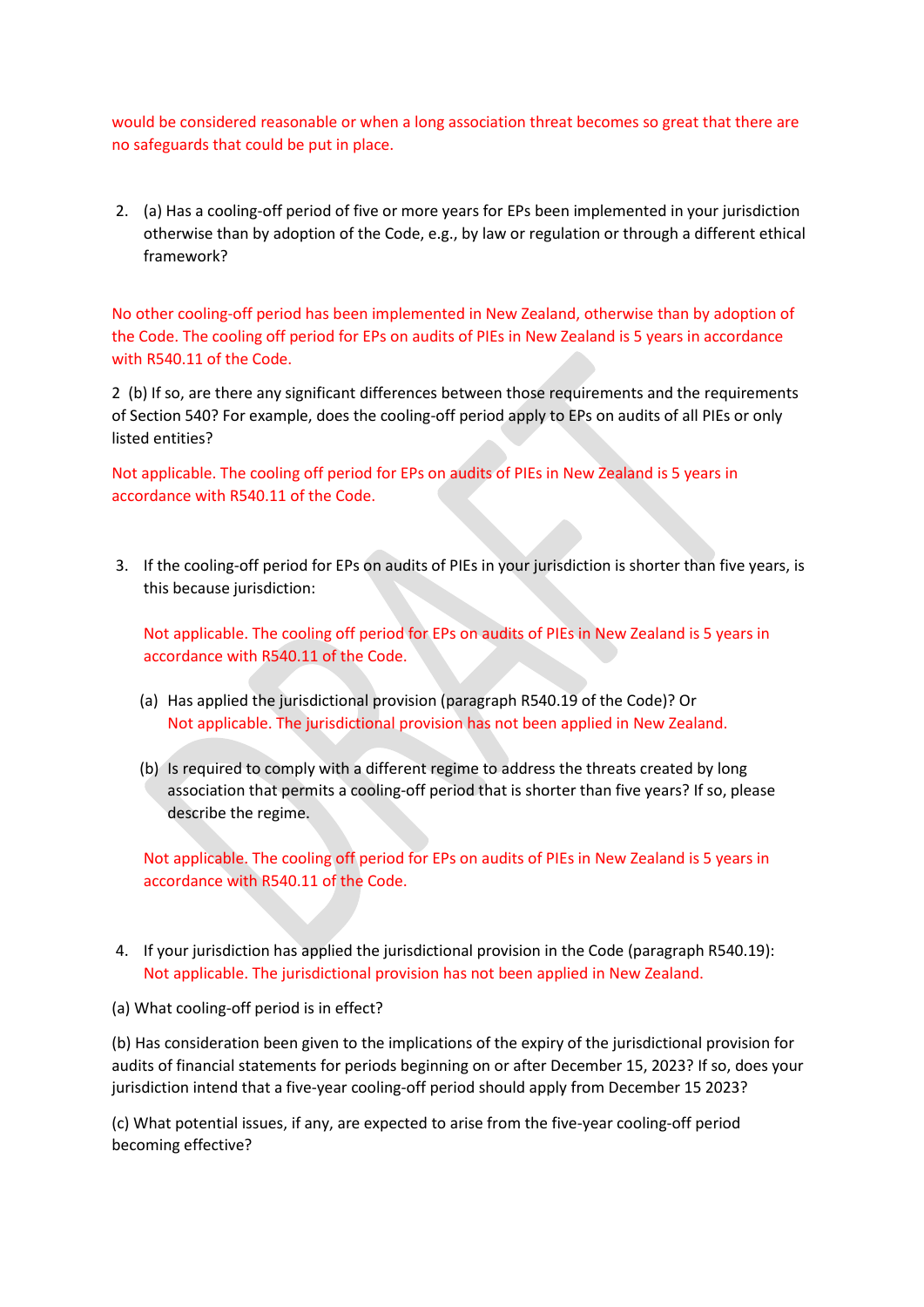would be considered reasonable or when a long association threat becomes so great that there are no safeguards that could be put in place.

2. (a) Has a cooling-off period of five or more years for EPs been implemented in your jurisdiction otherwise than by adoption of the Code, e.g., by law or regulation or through a different ethical framework?

No other cooling-off period has been implemented in New Zealand, otherwise than by adoption of the Code. The cooling off period for EPs on audits of PIEs in New Zealand is 5 years in accordance with R540.11 of the Code.

2 (b) If so, are there any significant differences between those requirements and the requirements of Section 540? For example, does the cooling-off period apply to EPs on audits of all PIEs or only listed entities?

Not applicable. The cooling off period for EPs on audits of PIEs in New Zealand is 5 years in accordance with R540.11 of the Code.

3. If the cooling-off period for EPs on audits of PIEs in your jurisdiction is shorter than five years, is this because jurisdiction:

   Not applicable. The cooling off period for EPs on audits of PIEs in New Zealand is 5 years in accordance with R540.11 of the Code.

   (a) Has applied the jurisdictional provision (paragraph R540.19 of the Code)? Or
   Not applicable. The jurisdictional provision has not been applied in New Zealand.

   (b) Is required to comply with a different regime to address the threats created by long association that permits a cooling-off period that is shorter than five years? If so, please describe the regime.

   Not applicable. The cooling off period for EPs on audits of PIEs in New Zealand is 5 years in accordance with R540.11 of the Code.

4. If your jurisdiction has applied the jurisdictional provision in the Code (paragraph R540.19):
   Not applicable. The jurisdictional provision has not been applied in New Zealand.

(a) What cooling-off period is in effect?

(b) Has consideration been given to the implications of the expiry of the jurisdictional provision for audits of financial statements for periods beginning on or after December 15, 2023? If so, does your jurisdiction intend that a five-year cooling-off period should apply from December 15 2023?

(c) What potential issues, if any, are expected to arise from the five-year cooling-off period becoming effective?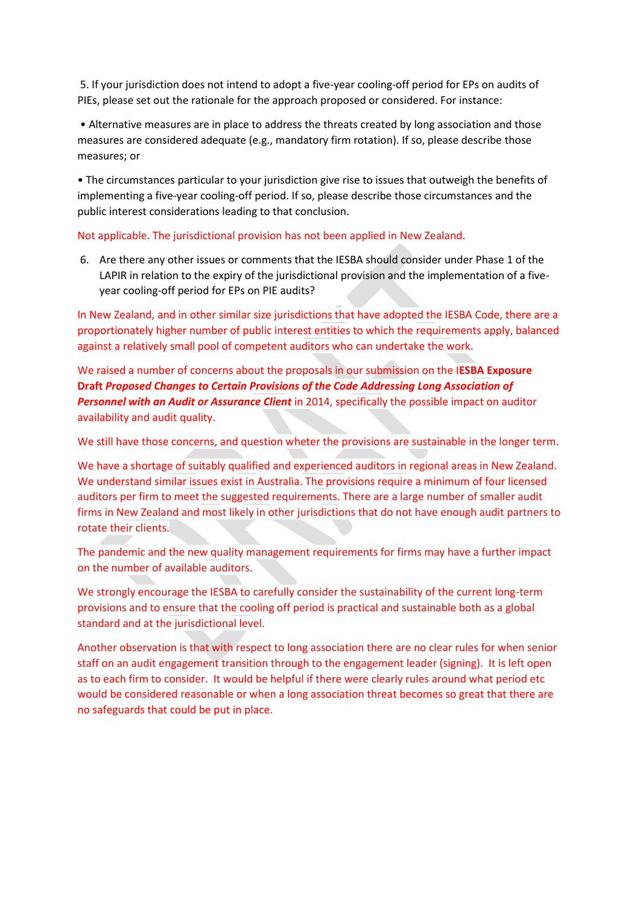5. If your jurisdiction does not intend to adopt a five-year cooling-off period for EPs on audits of PIEs, please set out the rationale for the approach proposed or considered. For instance:

- Alternative measures are in place to address the threats created by long association and those measures are considered adequate (e.g., mandatory firm rotation). If so, please describe those measures; or

- The circumstances particular to your jurisdiction give rise to issues that outweigh the benefits of implementing a five-year cooling-off period. If so, please describe those circumstances and the public interest considerations leading to that conclusion.

Not applicable. The jurisdictional provision has not been applied in New Zealand.

6. Are there any other issues or comments that the IESBA should consider under Phase 1 of the LAPIR in relation to the expiry of the jurisdictional provision and the implementation of a five-year cooling-off period for EPs on PIE audits?

In New Zealand, and in other similar size jurisdictions that have adopted the IESBA Code, there are a proportionately higher number of public interest entities to which the requirements apply, balanced against a relatively small pool of competent auditors who can undertake the work.

We raised a number of concerns about the proposals in our submission on the **IESBA Exposure Draft *Proposed Changes to Certain Provisions of the Code Addressing Long Association of Personnel with an Audit or Assurance Client*** in 2014, specifically the possible impact on auditor availability and audit quality.

We still have those concerns, and question wheter the provisions are sustainable in the longer term.

We have a shortage of suitably qualified and experienced auditors in regional areas in New Zealand. We understand similar issues exist in Australia. The provisions require a minimum of four licensed auditors per firm to meet the suggested requirements. There are a large number of smaller audit firms in New Zealand and most likely in other jurisdictions that do not have enough audit partners to rotate their clients.

The pandemic and the new quality management requirements for firms may have a further impact on the number of available auditors.

We strongly encourage the IESBA to carefully consider the sustainability of the current long-term provisions and to ensure that the cooling off period is practical and sustainable both as a global standard and at the jurisdictional level.

Another observation is that with respect to long association there are no clear rules for when senior staff on an audit engagement transition through to the engagement leader (signing). It is left open as to each firm to consider. It would be helpful if there were clearly rules around what period etc would be considered reasonable or when a long association threat becomes so great that there are no safeguards that could be put in place.